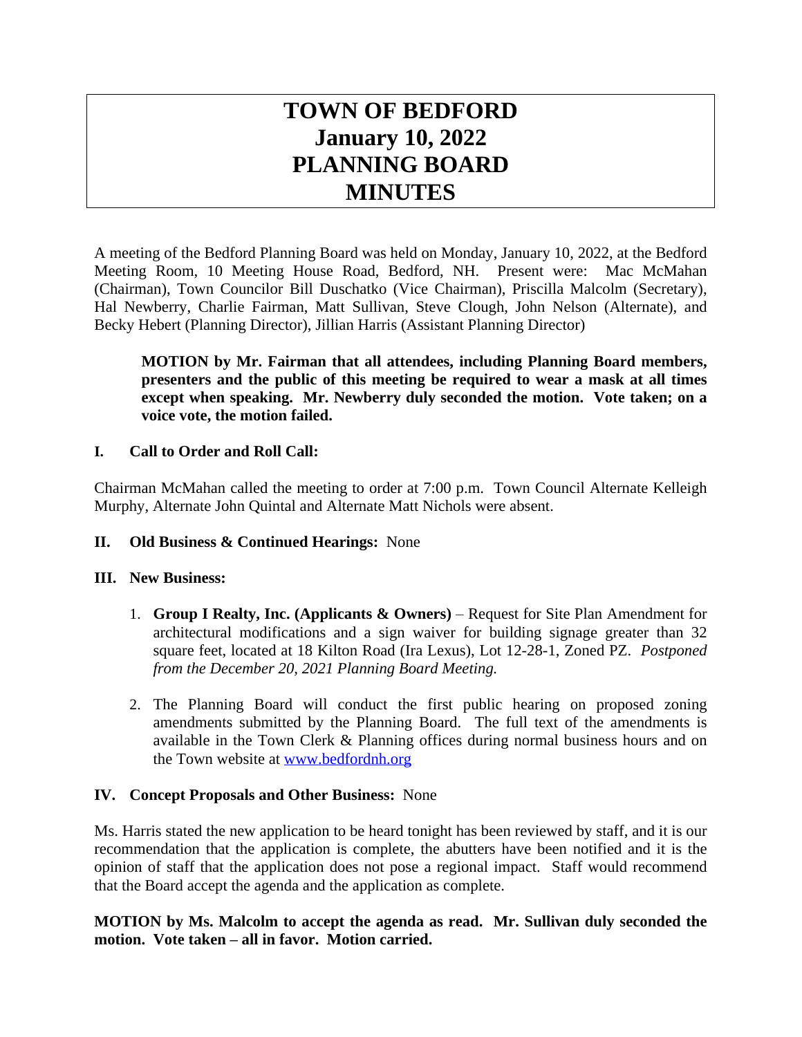# TOWN OF BEDFORD
# January 10, 2022
# PLANNING BOARD
# MINUTES

A meeting of the Bedford Planning Board was held on Monday, January 10, 2022, at the Bedford Meeting Room, 10 Meeting House Road, Bedford, NH. Present were: Mac McMahan (Chairman), Town Councilor Bill Duschatko (Vice Chairman), Priscilla Malcolm (Secretary), Hal Newberry, Charlie Fairman, Matt Sullivan, Steve Clough, John Nelson (Alternate), and Becky Hebert (Planning Director), Jillian Harris (Assistant Planning Director)

> **MOTION by Mr. Fairman that all attendees, including Planning Board members, presenters and the public of this meeting be required to wear a mask at all times except when speaking. Mr. Newberry duly seconded the motion. Vote taken; on a voice vote, the motion failed.**

## I. Call to Order and Roll Call:

Chairman McMahan called the meeting to order at 7:00 p.m. Town Council Alternate Kelleigh Murphy, Alternate John Quintal and Alternate Matt Nichols were absent.

## II. Old Business & Continued Hearings: None

## III. New Business:

1. **Group I Realty, Inc. (Applicants & Owners)** – Request for Site Plan Amendment for architectural modifications and a sign waiver for building signage greater than 32 square feet, located at 18 Kilton Road (Ira Lexus), Lot 12-28-1, Zoned PZ. *Postponed from the December 20, 2021 Planning Board Meeting.*

2. The Planning Board will conduct the first public hearing on proposed zoning amendments submitted by the Planning Board. The full text of the amendments is available in the Town Clerk & Planning offices during normal business hours and on the Town website at [www.bedfordnh.org](www.bedfordnh.org)

## IV. Concept Proposals and Other Business: None

Ms. Harris stated the new application to be heard tonight has been reviewed by staff, and it is our recommendation that the application is complete, the abutters have been notified and it is the opinion of staff that the application does not pose a regional impact. Staff would recommend that the Board accept the agenda and the application as complete.

**MOTION by Ms. Malcolm to accept the agenda as read. Mr. Sullivan duly seconded the motion. Vote taken – all in favor. Motion carried.**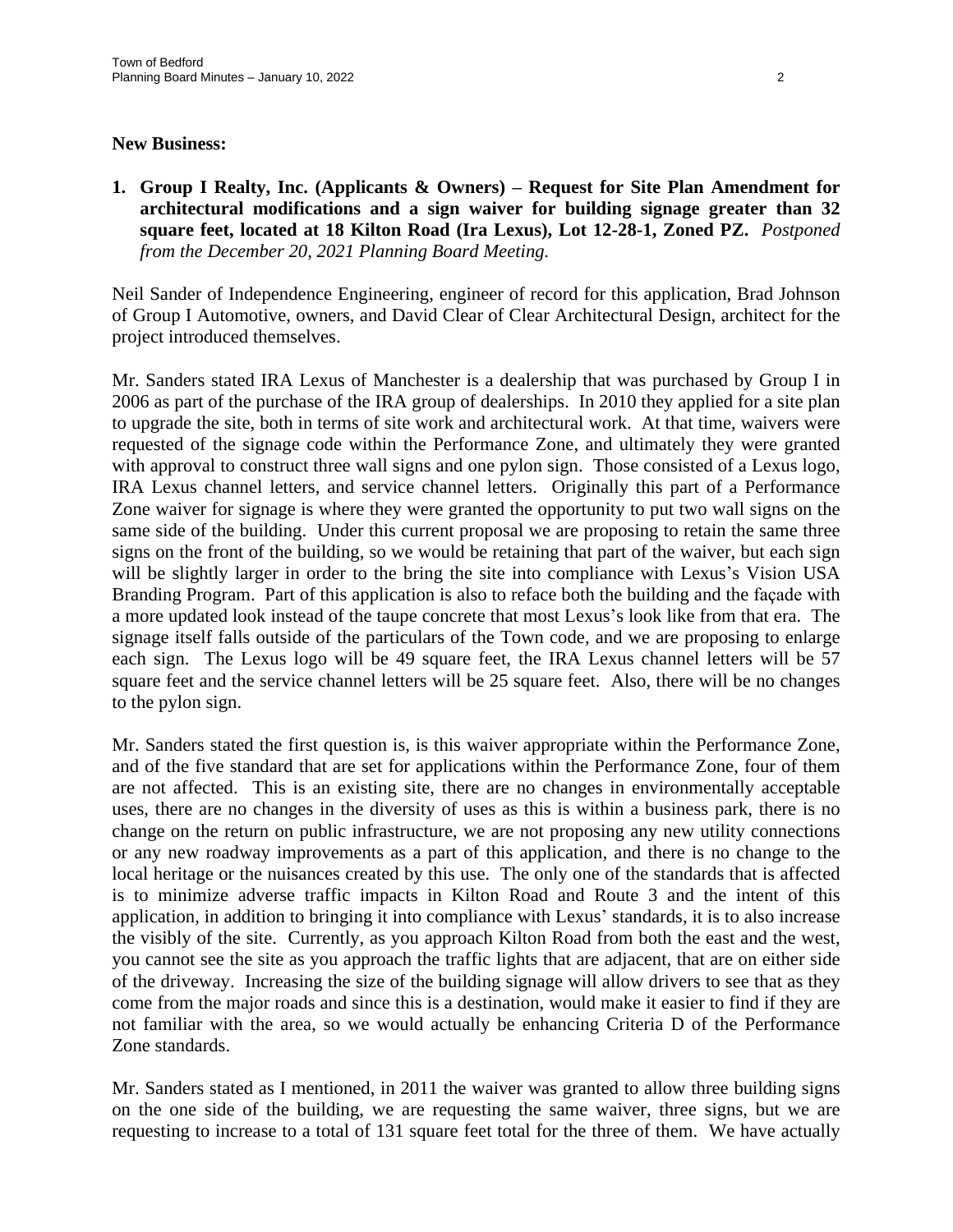**New Business:**

1. **Group I Realty, Inc. (Applicants & Owners) – Request for Site Plan Amendment for architectural modifications and a sign waiver for building signage greater than 32 square feet, located at 18 Kilton Road (Ira Lexus), Lot 12-28-1, Zoned PZ.** *Postponed from the December 20, 2021 Planning Board Meeting.*

Neil Sander of Independence Engineering, engineer of record for this application, Brad Johnson of Group I Automotive, owners, and David Clear of Clear Architectural Design, architect for the project introduced themselves.

Mr. Sanders stated IRA Lexus of Manchester is a dealership that was purchased by Group I in 2006 as part of the purchase of the IRA group of dealerships. In 2010 they applied for a site plan to upgrade the site, both in terms of site work and architectural work. At that time, waivers were requested of the signage code within the Performance Zone, and ultimately they were granted with approval to construct three wall signs and one pylon sign. Those consisted of a Lexus logo, IRA Lexus channel letters, and service channel letters. Originally this part of a Performance Zone waiver for signage is where they were granted the opportunity to put two wall signs on the same side of the building. Under this current proposal we are proposing to retain the same three signs on the front of the building, so we would be retaining that part of the waiver, but each sign will be slightly larger in order to the bring the site into compliance with Lexus's Vision USA Branding Program. Part of this application is also to reface both the building and the façade with a more updated look instead of the taupe concrete that most Lexus's look like from that era. The signage itself falls outside of the particulars of the Town code, and we are proposing to enlarge each sign. The Lexus logo will be 49 square feet, the IRA Lexus channel letters will be 57 square feet and the service channel letters will be 25 square feet. Also, there will be no changes to the pylon sign.

Mr. Sanders stated the first question is, is this waiver appropriate within the Performance Zone, and of the five standard that are set for applications within the Performance Zone, four of them are not affected. This is an existing site, there are no changes in environmentally acceptable uses, there are no changes in the diversity of uses as this is within a business park, there is no change on the return on public infrastructure, we are not proposing any new utility connections or any new roadway improvements as a part of this application, and there is no change to the local heritage or the nuisances created by this use. The only one of the standards that is affected is to minimize adverse traffic impacts in Kilton Road and Route 3 and the intent of this application, in addition to bringing it into compliance with Lexus' standards, it is to also increase the visibly of the site. Currently, as you approach Kilton Road from both the east and the west, you cannot see the site as you approach the traffic lights that are adjacent, that are on either side of the driveway. Increasing the size of the building signage will allow drivers to see that as they come from the major roads and since this is a destination, would make it easier to find if they are not familiar with the area, so we would actually be enhancing Criteria D of the Performance Zone standards.

Mr. Sanders stated as I mentioned, in 2011 the waiver was granted to allow three building signs on the one side of the building, we are requesting the same waiver, three signs, but we are requesting to increase to a total of 131 square feet total for the three of them. We have actually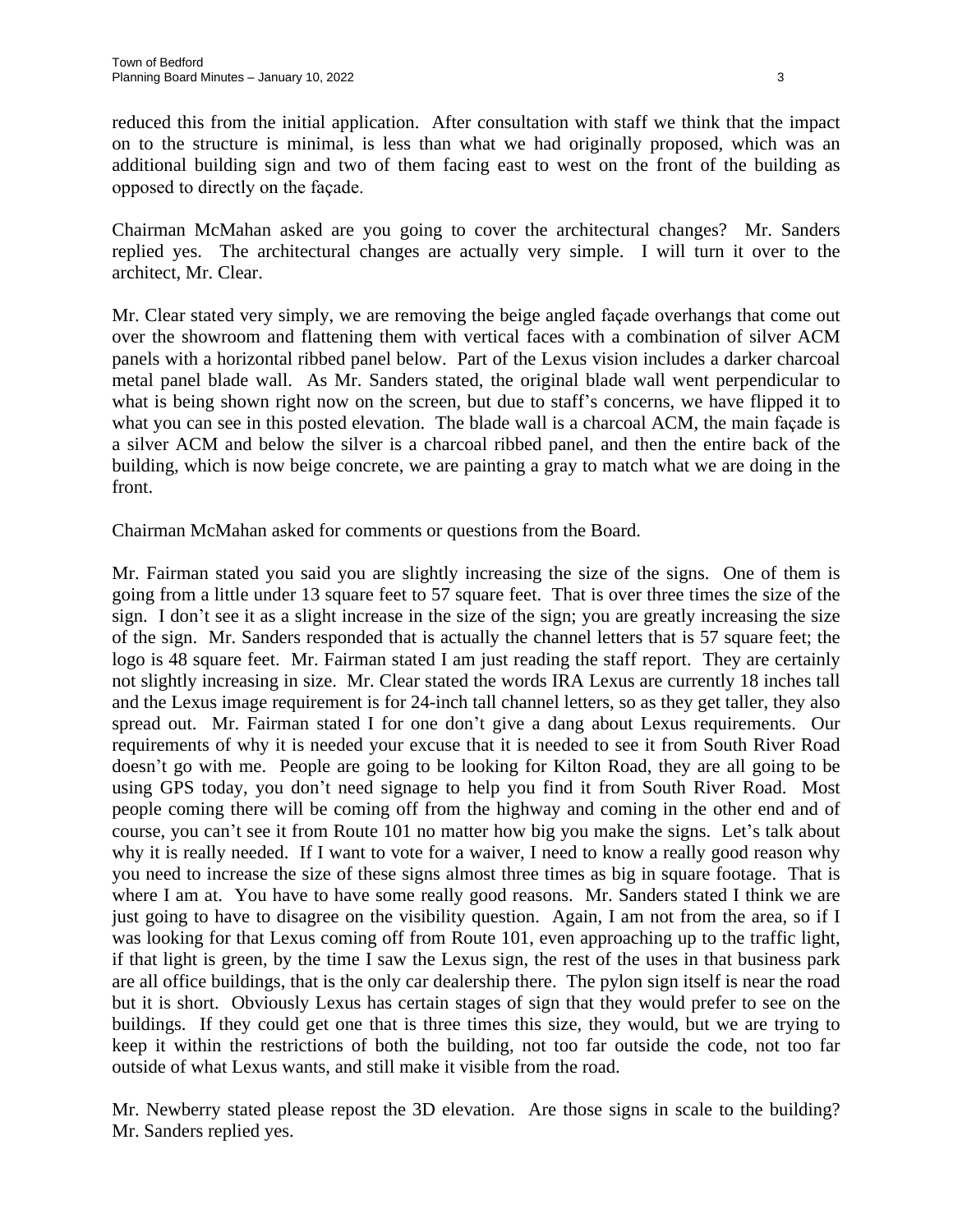reduced this from the initial application. After consultation with staff we think that the impact on to the structure is minimal, is less than what we had originally proposed, which was an additional building sign and two of them facing east to west on the front of the building as opposed to directly on the façade.

Chairman McMahan asked are you going to cover the architectural changes? Mr. Sanders replied yes. The architectural changes are actually very simple. I will turn it over to the architect, Mr. Clear.

Mr. Clear stated very simply, we are removing the beige angled façade overhangs that come out over the showroom and flattening them with vertical faces with a combination of silver ACM panels with a horizontal ribbed panel below. Part of the Lexus vision includes a darker charcoal metal panel blade wall. As Mr. Sanders stated, the original blade wall went perpendicular to what is being shown right now on the screen, but due to staff's concerns, we have flipped it to what you can see in this posted elevation. The blade wall is a charcoal ACM, the main façade is a silver ACM and below the silver is a charcoal ribbed panel, and then the entire back of the building, which is now beige concrete, we are painting a gray to match what we are doing in the front.

Chairman McMahan asked for comments or questions from the Board.

Mr. Fairman stated you said you are slightly increasing the size of the signs. One of them is going from a little under 13 square feet to 57 square feet. That is over three times the size of the sign. I don't see it as a slight increase in the size of the sign; you are greatly increasing the size of the sign. Mr. Sanders responded that is actually the channel letters that is 57 square feet; the logo is 48 square feet. Mr. Fairman stated I am just reading the staff report. They are certainly not slightly increasing in size. Mr. Clear stated the words IRA Lexus are currently 18 inches tall and the Lexus image requirement is for 24-inch tall channel letters, so as they get taller, they also spread out. Mr. Fairman stated I for one don't give a dang about Lexus requirements. Our requirements of why it is needed your excuse that it is needed to see it from South River Road doesn't go with me. People are going to be looking for Kilton Road, they are all going to be using GPS today, you don't need signage to help you find it from South River Road. Most people coming there will be coming off from the highway and coming in the other end and of course, you can't see it from Route 101 no matter how big you make the signs. Let's talk about why it is really needed. If I want to vote for a waiver, I need to know a really good reason why you need to increase the size of these signs almost three times as big in square footage. That is where I am at. You have to have some really good reasons. Mr. Sanders stated I think we are just going to have to disagree on the visibility question. Again, I am not from the area, so if I was looking for that Lexus coming off from Route 101, even approaching up to the traffic light, if that light is green, by the time I saw the Lexus sign, the rest of the uses in that business park are all office buildings, that is the only car dealership there. The pylon sign itself is near the road but it is short. Obviously Lexus has certain stages of sign that they would prefer to see on the buildings. If they could get one that is three times this size, they would, but we are trying to keep it within the restrictions of both the building, not too far outside the code, not too far outside of what Lexus wants, and still make it visible from the road.

Mr. Newberry stated please repost the 3D elevation. Are those signs in scale to the building? Mr. Sanders replied yes.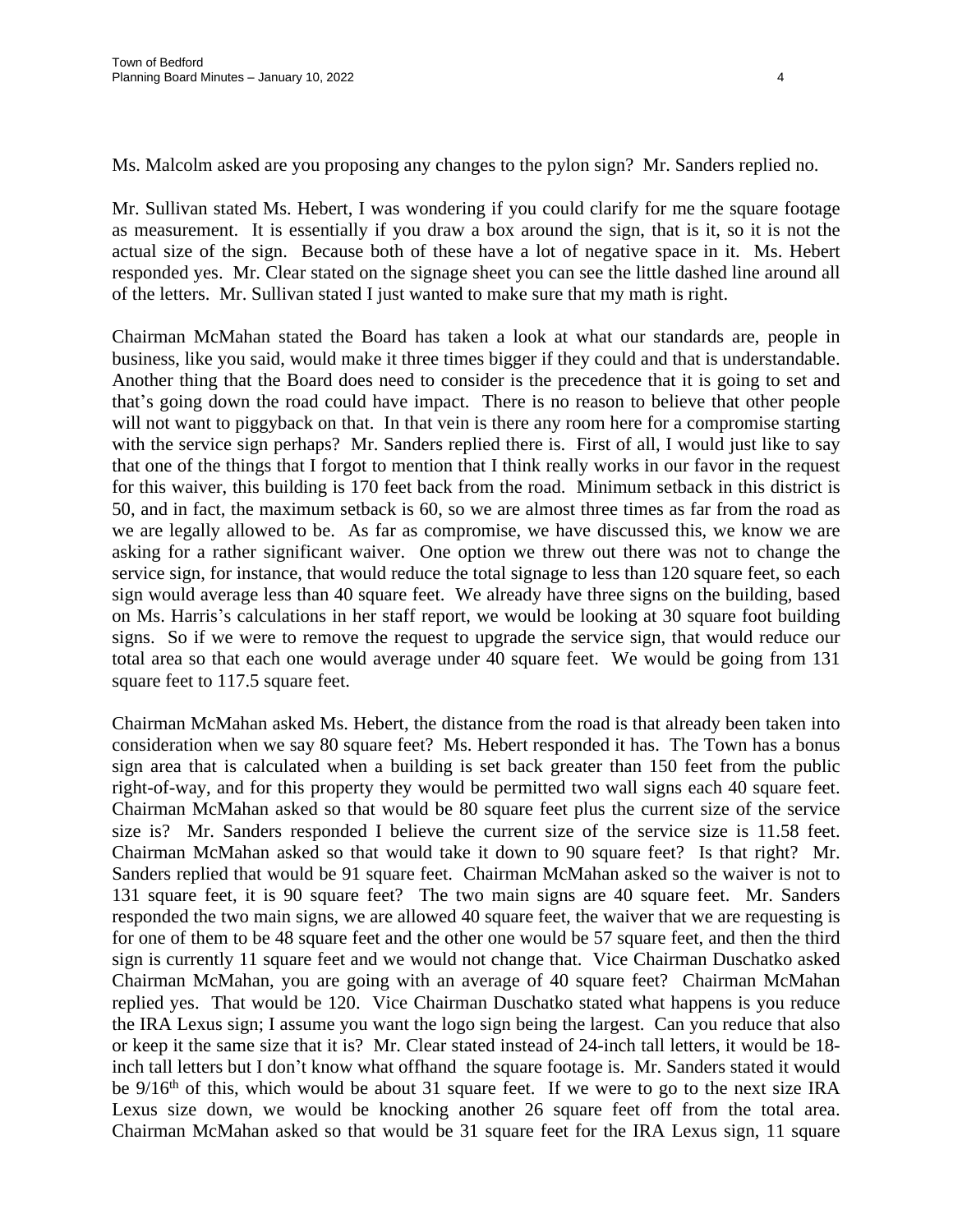Ms. Malcolm asked are you proposing any changes to the pylon sign? Mr. Sanders replied no.

Mr. Sullivan stated Ms. Hebert, I was wondering if you could clarify for me the square footage as measurement. It is essentially if you draw a box around the sign, that is it, so it is not the actual size of the sign. Because both of these have a lot of negative space in it. Ms. Hebert responded yes. Mr. Clear stated on the signage sheet you can see the little dashed line around all of the letters. Mr. Sullivan stated I just wanted to make sure that my math is right.

Chairman McMahan stated the Board has taken a look at what our standards are, people in business, like you said, would make it three times bigger if they could and that is understandable. Another thing that the Board does need to consider is the precedence that it is going to set and that's going down the road could have impact. There is no reason to believe that other people will not want to piggyback on that. In that vein is there any room here for a compromise starting with the service sign perhaps? Mr. Sanders replied there is. First of all, I would just like to say that one of the things that I forgot to mention that I think really works in our favor in the request for this waiver, this building is 170 feet back from the road. Minimum setback in this district is 50, and in fact, the maximum setback is 60, so we are almost three times as far from the road as we are legally allowed to be. As far as compromise, we have discussed this, we know we are asking for a rather significant waiver. One option we threw out there was not to change the service sign, for instance, that would reduce the total signage to less than 120 square feet, so each sign would average less than 40 square feet. We already have three signs on the building, based on Ms. Harris's calculations in her staff report, we would be looking at 30 square foot building signs. So if we were to remove the request to upgrade the service sign, that would reduce our total area so that each one would average under 40 square feet. We would be going from 131 square feet to 117.5 square feet.

Chairman McMahan asked Ms. Hebert, the distance from the road is that already been taken into consideration when we say 80 square feet? Ms. Hebert responded it has. The Town has a bonus sign area that is calculated when a building is set back greater than 150 feet from the public right-of-way, and for this property they would be permitted two wall signs each 40 square feet. Chairman McMahan asked so that would be 80 square feet plus the current size of the service size is? Mr. Sanders responded I believe the current size of the service size is 11.58 feet. Chairman McMahan asked so that would take it down to 90 square feet? Is that right? Mr. Sanders replied that would be 91 square feet. Chairman McMahan asked so the waiver is not to 131 square feet, it is 90 square feet? The two main signs are 40 square feet. Mr. Sanders responded the two main signs, we are allowed 40 square feet, the waiver that we are requesting is for one of them to be 48 square feet and the other one would be 57 square feet, and then the third sign is currently 11 square feet and we would not change that. Vice Chairman Duschatko asked Chairman McMahan, you are going with an average of 40 square feet? Chairman McMahan replied yes. That would be 120. Vice Chairman Duschatko stated what happens is you reduce the IRA Lexus sign; I assume you want the logo sign being the largest. Can you reduce that also or keep it the same size that it is? Mr. Clear stated instead of 24-inch tall letters, it would be 18-inch tall letters but I don't know what offhand the square footage is. Mr. Sanders stated it would be 9/16th of this, which would be about 31 square feet. If we were to go to the next size IRA Lexus size down, we would be knocking another 26 square feet off from the total area. Chairman McMahan asked so that would be 31 square feet for the IRA Lexus sign, 11 square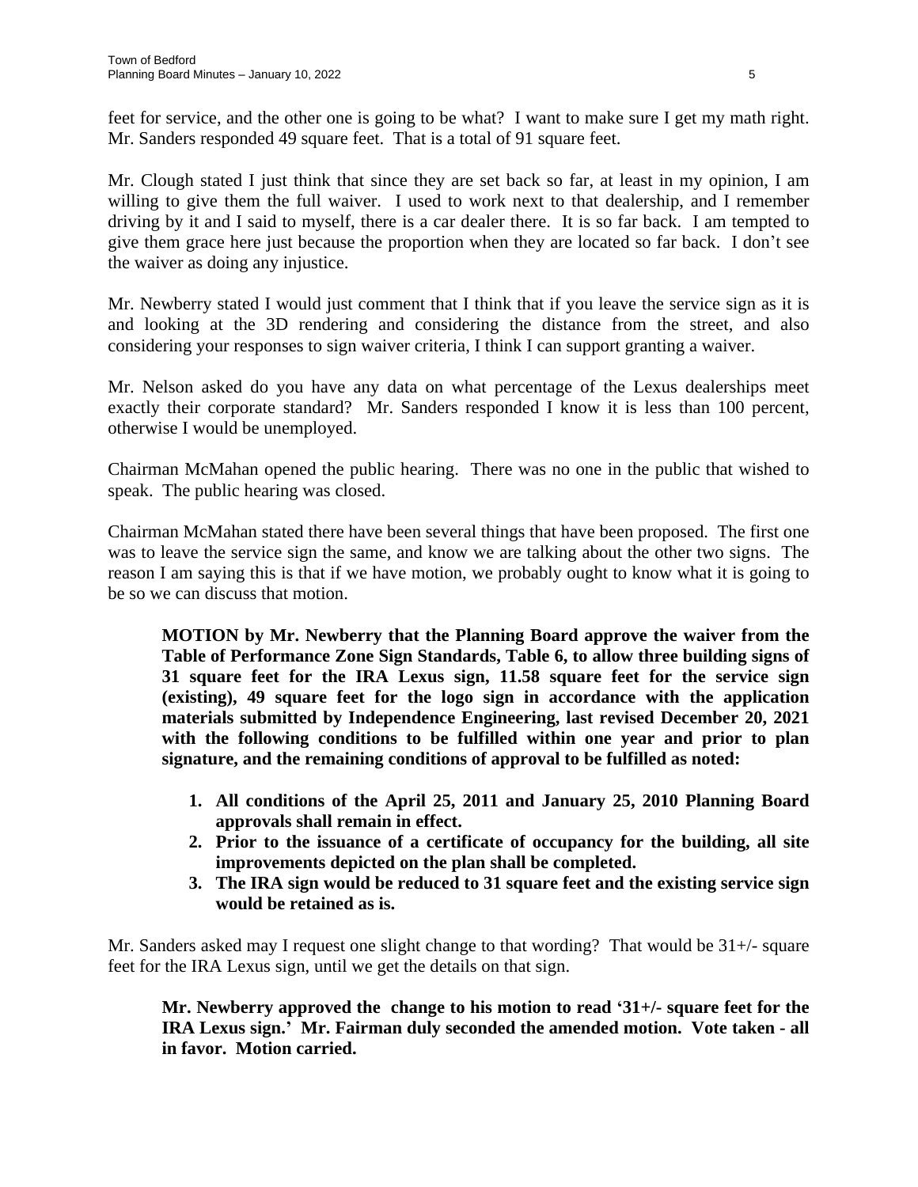feet for service, and the other one is going to be what? I want to make sure I get my math right. Mr. Sanders responded 49 square feet. That is a total of 91 square feet.

Mr. Clough stated I just think that since they are set back so far, at least in my opinion, I am willing to give them the full waiver. I used to work next to that dealership, and I remember driving by it and I said to myself, there is a car dealer there. It is so far back. I am tempted to give them grace here just because the proportion when they are located so far back. I don't see the waiver as doing any injustice.

Mr. Newberry stated I would just comment that I think that if you leave the service sign as it is and looking at the 3D rendering and considering the distance from the street, and also considering your responses to sign waiver criteria, I think I can support granting a waiver.

Mr. Nelson asked do you have any data on what percentage of the Lexus dealerships meet exactly their corporate standard? Mr. Sanders responded I know it is less than 100 percent, otherwise I would be unemployed.

Chairman McMahan opened the public hearing. There was no one in the public that wished to speak. The public hearing was closed.

Chairman McMahan stated there have been several things that have been proposed. The first one was to leave the service sign the same, and know we are talking about the other two signs. The reason I am saying this is that if we have motion, we probably ought to know what it is going to be so we can discuss that motion.

> **MOTION by Mr. Newberry that the Planning Board approve the waiver from the Table of Performance Zone Sign Standards, Table 6, to allow three building signs of 31 square feet for the IRA Lexus sign, 11.58 square feet for the service sign (existing), 49 square feet for the logo sign in accordance with the application materials submitted by Independence Engineering, last revised December 20, 2021 with the following conditions to be fulfilled within one year and prior to plan signature, and the remaining conditions of approval to be fulfilled as noted:**
>
> 1. **All conditions of the April 25, 2011 and January 25, 2010 Planning Board approvals shall remain in effect.**
> 2. **Prior to the issuance of a certificate of occupancy for the building, all site improvements depicted on the plan shall be completed.**
> 3. **The IRA sign would be reduced to 31 square feet and the existing service sign would be retained as is.**

Mr. Sanders asked may I request one slight change to that wording? That would be 31+/- square feet for the IRA Lexus sign, until we get the details on that sign.

> **Mr. Newberry approved the change to his motion to read '31+/- square feet for the IRA Lexus sign.' Mr. Fairman duly seconded the amended motion. Vote taken - all in favor. Motion carried.**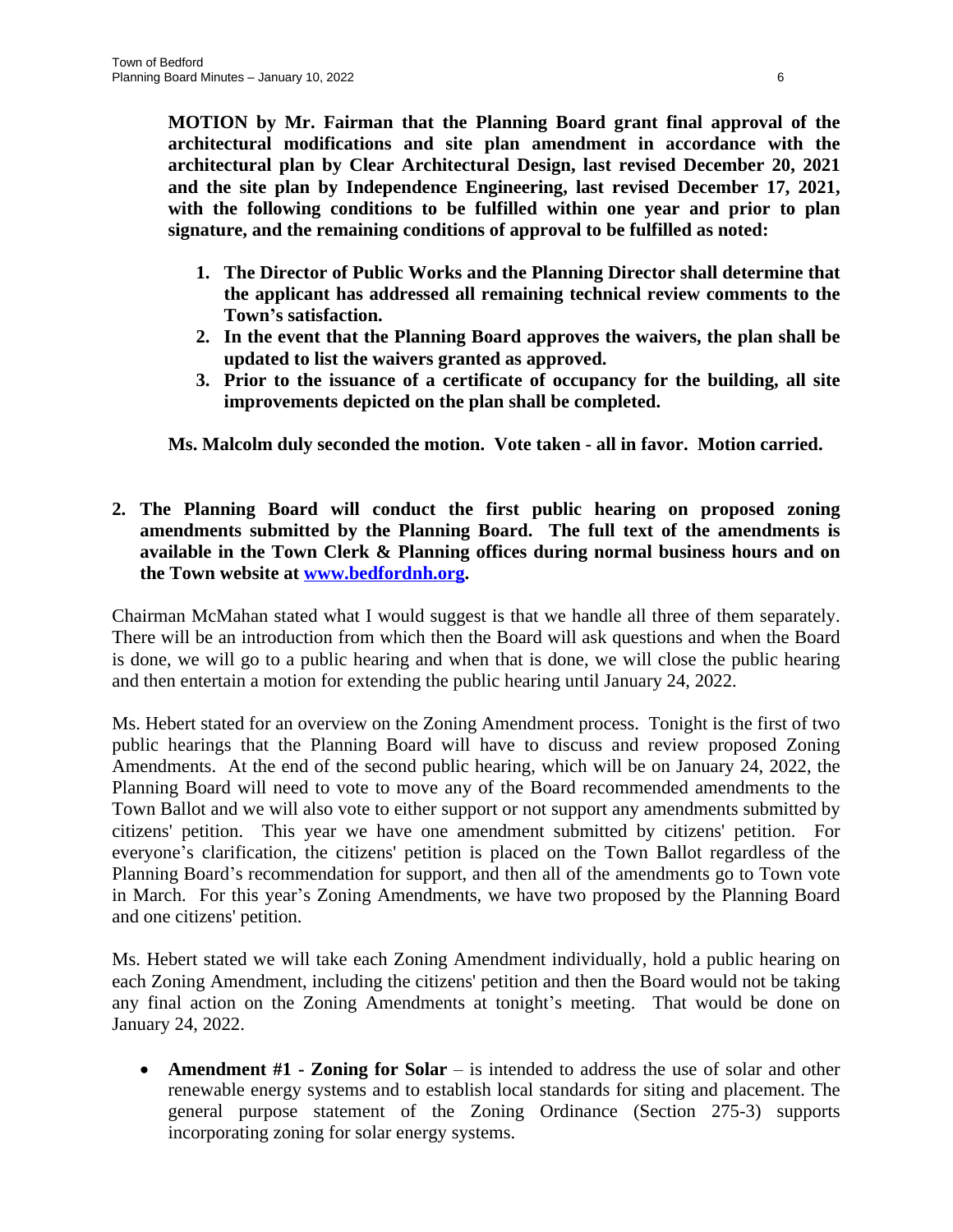**MOTION by Mr. Fairman that the Planning Board grant final approval of the architectural modifications and site plan amendment in accordance with the architectural plan by Clear Architectural Design, last revised December 20, 2021 and the site plan by Independence Engineering, last revised December 17, 2021, with the following conditions to be fulfilled within one year and prior to plan signature, and the remaining conditions of approval to be fulfilled as noted:**

1. **The Director of Public Works and the Planning Director shall determine that the applicant has addressed all remaining technical review comments to the Town's satisfaction.**
2. **In the event that the Planning Board approves the waivers, the plan shall be updated to list the waivers granted as approved.**
3. **Prior to the issuance of a certificate of occupancy for the building, all site improvements depicted on the plan shall be completed.**

**Ms. Malcolm duly seconded the motion. Vote taken - all in favor. Motion carried.**

**2. The Planning Board will conduct the first public hearing on proposed zoning amendments submitted by the Planning Board. The full text of the amendments is available in the Town Clerk & Planning offices during normal business hours and on the Town website at [www.bedfordnh.org](http://www.bedfordnh.org).**

Chairman McMahan stated what I would suggest is that we handle all three of them separately. There will be an introduction from which then the Board will ask questions and when the Board is done, we will go to a public hearing and when that is done, we will close the public hearing and then entertain a motion for extending the public hearing until January 24, 2022.

Ms. Hebert stated for an overview on the Zoning Amendment process. Tonight is the first of two public hearings that the Planning Board will have to discuss and review proposed Zoning Amendments. At the end of the second public hearing, which will be on January 24, 2022, the Planning Board will need to vote to move any of the Board recommended amendments to the Town Ballot and we will also vote to either support or not support any amendments submitted by citizens' petition. This year we have one amendment submitted by citizens' petition. For everyone's clarification, the citizens' petition is placed on the Town Ballot regardless of the Planning Board's recommendation for support, and then all of the amendments go to Town vote in March. For this year's Zoning Amendments, we have two proposed by the Planning Board and one citizens' petition.

Ms. Hebert stated we will take each Zoning Amendment individually, hold a public hearing on each Zoning Amendment, including the citizens' petition and then the Board would not be taking any final action on the Zoning Amendments at tonight's meeting. That would be done on January 24, 2022.

- **Amendment #1 - Zoning for Solar** – is intended to address the use of solar and other renewable energy systems and to establish local standards for siting and placement. The general purpose statement of the Zoning Ordinance (Section 275-3) supports incorporating zoning for solar energy systems.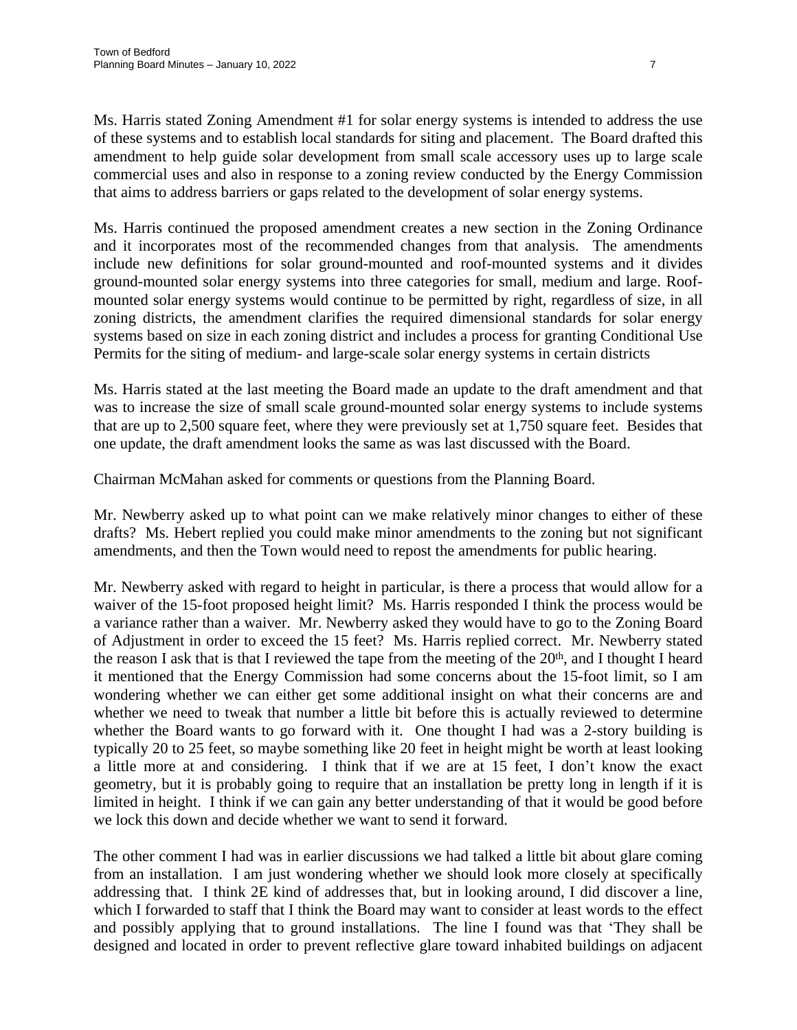Ms. Harris stated Zoning Amendment #1 for solar energy systems is intended to address the use of these systems and to establish local standards for siting and placement. The Board drafted this amendment to help guide solar development from small scale accessory uses up to large scale commercial uses and also in response to a zoning review conducted by the Energy Commission that aims to address barriers or gaps related to the development of solar energy systems.

Ms. Harris continued the proposed amendment creates a new section in the Zoning Ordinance and it incorporates most of the recommended changes from that analysis. The amendments include new definitions for solar ground-mounted and roof-mounted systems and it divides ground-mounted solar energy systems into three categories for small, medium and large. Roof-mounted solar energy systems would continue to be permitted by right, regardless of size, in all zoning districts, the amendment clarifies the required dimensional standards for solar energy systems based on size in each zoning district and includes a process for granting Conditional Use Permits for the siting of medium- and large-scale solar energy systems in certain districts

Ms. Harris stated at the last meeting the Board made an update to the draft amendment and that was to increase the size of small scale ground-mounted solar energy systems to include systems that are up to 2,500 square feet, where they were previously set at 1,750 square feet. Besides that one update, the draft amendment looks the same as was last discussed with the Board.

Chairman McMahan asked for comments or questions from the Planning Board.

Mr. Newberry asked up to what point can we make relatively minor changes to either of these drafts? Ms. Hebert replied you could make minor amendments to the zoning but not significant amendments, and then the Town would need to repost the amendments for public hearing.

Mr. Newberry asked with regard to height in particular, is there a process that would allow for a waiver of the 15-foot proposed height limit? Ms. Harris responded I think the process would be a variance rather than a waiver. Mr. Newberry asked they would have to go to the Zoning Board of Adjustment in order to exceed the 15 feet? Ms. Harris replied correct. Mr. Newberry stated the reason I ask that is that I reviewed the tape from the meeting of the 20th, and I thought I heard it mentioned that the Energy Commission had some concerns about the 15-foot limit, so I am wondering whether we can either get some additional insight on what their concerns are and whether we need to tweak that number a little bit before this is actually reviewed to determine whether the Board wants to go forward with it. One thought I had was a 2-story building is typically 20 to 25 feet, so maybe something like 20 feet in height might be worth at least looking a little more at and considering. I think that if we are at 15 feet, I don't know the exact geometry, but it is probably going to require that an installation be pretty long in length if it is limited in height. I think if we can gain any better understanding of that it would be good before we lock this down and decide whether we want to send it forward.

The other comment I had was in earlier discussions we had talked a little bit about glare coming from an installation. I am just wondering whether we should look more closely at specifically addressing that. I think 2E kind of addresses that, but in looking around, I did discover a line, which I forwarded to staff that I think the Board may want to consider at least words to the effect and possibly applying that to ground installations. The line I found was that 'They shall be designed and located in order to prevent reflective glare toward inhabited buildings on adjacent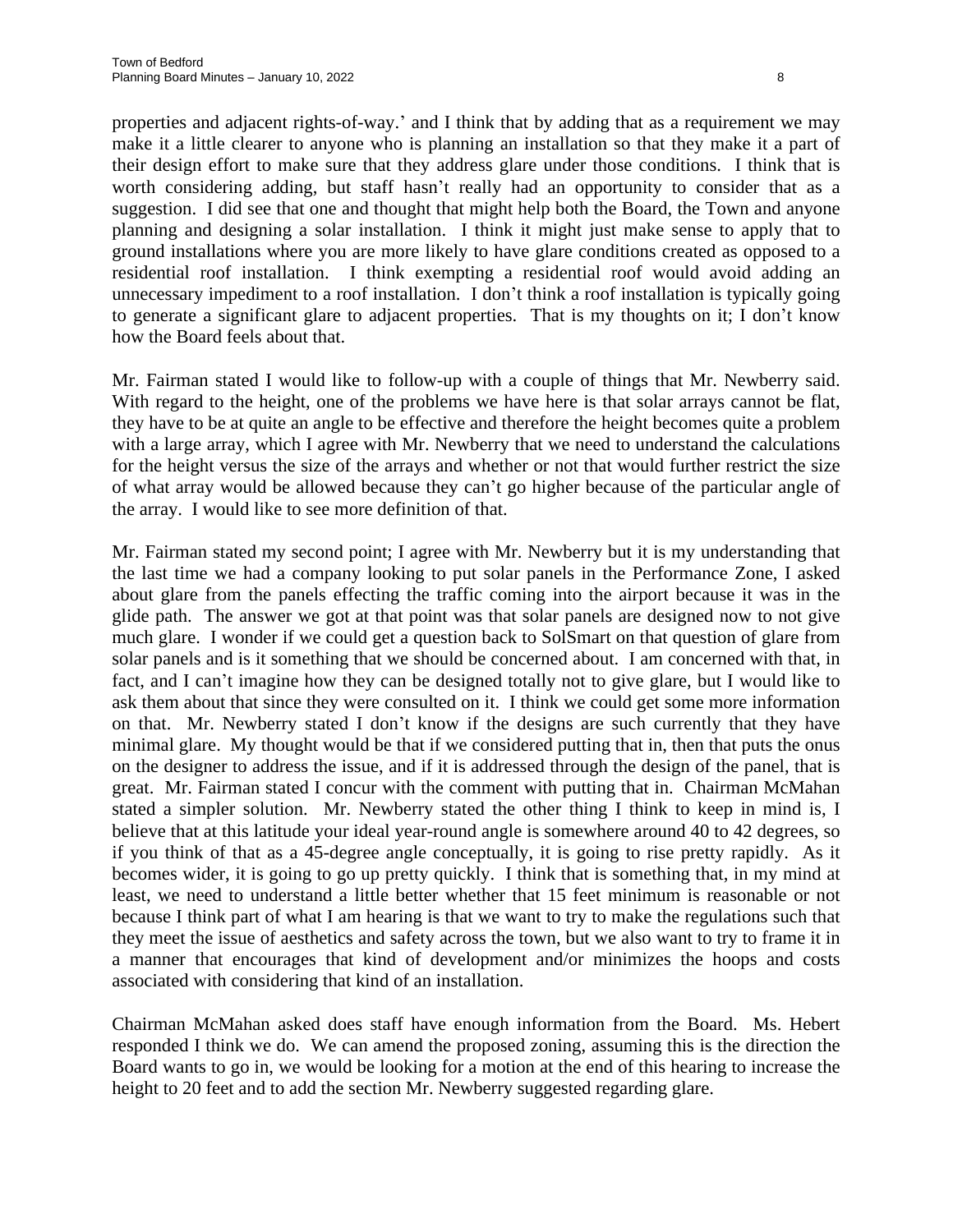properties and adjacent rights-of-way.' and I think that by adding that as a requirement we may make it a little clearer to anyone who is planning an installation so that they make it a part of their design effort to make sure that they address glare under those conditions. I think that is worth considering adding, but staff hasn't really had an opportunity to consider that as a suggestion. I did see that one and thought that might help both the Board, the Town and anyone planning and designing a solar installation. I think it might just make sense to apply that to ground installations where you are more likely to have glare conditions created as opposed to a residential roof installation. I think exempting a residential roof would avoid adding an unnecessary impediment to a roof installation. I don't think a roof installation is typically going to generate a significant glare to adjacent properties. That is my thoughts on it; I don't know how the Board feels about that.

Mr. Fairman stated I would like to follow-up with a couple of things that Mr. Newberry said. With regard to the height, one of the problems we have here is that solar arrays cannot be flat, they have to be at quite an angle to be effective and therefore the height becomes quite a problem with a large array, which I agree with Mr. Newberry that we need to understand the calculations for the height versus the size of the arrays and whether or not that would further restrict the size of what array would be allowed because they can't go higher because of the particular angle of the array. I would like to see more definition of that.

Mr. Fairman stated my second point; I agree with Mr. Newberry but it is my understanding that the last time we had a company looking to put solar panels in the Performance Zone, I asked about glare from the panels effecting the traffic coming into the airport because it was in the glide path. The answer we got at that point was that solar panels are designed now to not give much glare. I wonder if we could get a question back to SolSmart on that question of glare from solar panels and is it something that we should be concerned about. I am concerned with that, in fact, and I can't imagine how they can be designed totally not to give glare, but I would like to ask them about that since they were consulted on it. I think we could get some more information on that. Mr. Newberry stated I don't know if the designs are such currently that they have minimal glare. My thought would be that if we considered putting that in, then that puts the onus on the designer to address the issue, and if it is addressed through the design of the panel, that is great. Mr. Fairman stated I concur with the comment with putting that in. Chairman McMahan stated a simpler solution. Mr. Newberry stated the other thing I think to keep in mind is, I believe that at this latitude your ideal year-round angle is somewhere around 40 to 42 degrees, so if you think of that as a 45-degree angle conceptually, it is going to rise pretty rapidly. As it becomes wider, it is going to go up pretty quickly. I think that is something that, in my mind at least, we need to understand a little better whether that 15 feet minimum is reasonable or not because I think part of what I am hearing is that we want to try to make the regulations such that they meet the issue of aesthetics and safety across the town, but we also want to try to frame it in a manner that encourages that kind of development and/or minimizes the hoops and costs associated with considering that kind of an installation.

Chairman McMahan asked does staff have enough information from the Board. Ms. Hebert responded I think we do. We can amend the proposed zoning, assuming this is the direction the Board wants to go in, we would be looking for a motion at the end of this hearing to increase the height to 20 feet and to add the section Mr. Newberry suggested regarding glare.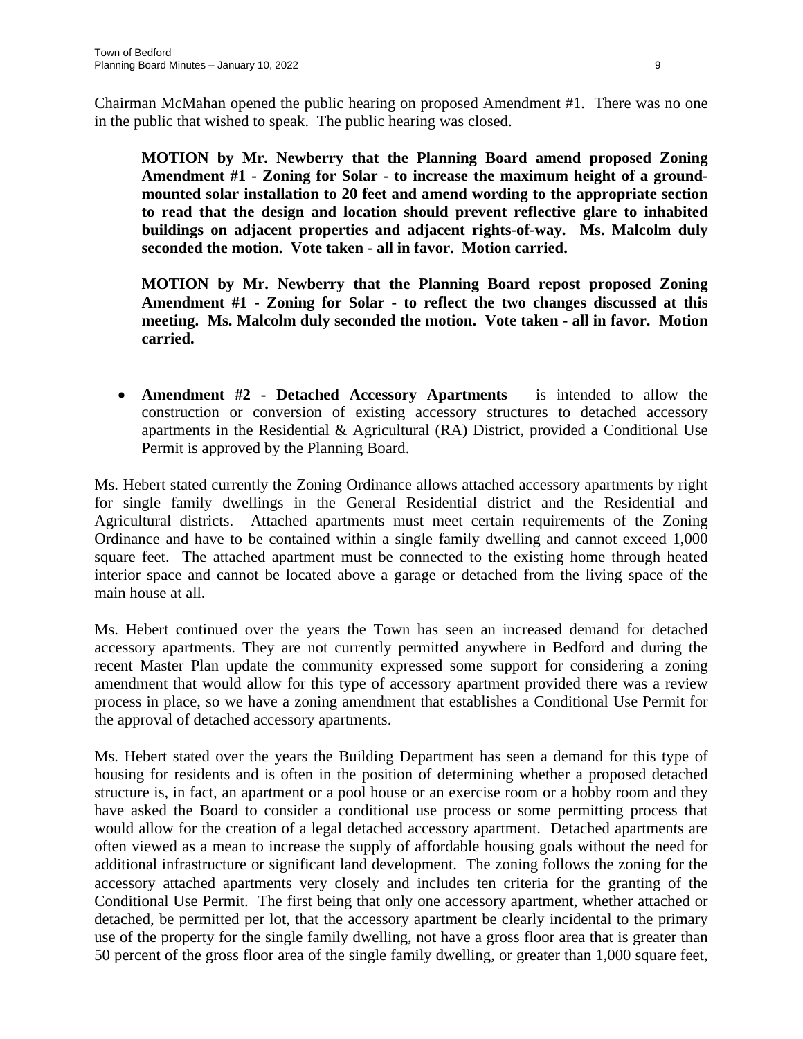Chairman McMahan opened the public hearing on proposed Amendment #1. There was no one in the public that wished to speak. The public hearing was closed.

> **MOTION by Mr. Newberry that the Planning Board amend proposed Zoning Amendment #1 - Zoning for Solar - to increase the maximum height of a ground-mounted solar installation to 20 feet and amend wording to the appropriate section to read that the design and location should prevent reflective glare to inhabited buildings on adjacent properties and adjacent rights-of-way. Ms. Malcolm duly seconded the motion. Vote taken - all in favor. Motion carried.**

> **MOTION by Mr. Newberry that the Planning Board repost proposed Zoning Amendment #1 - Zoning for Solar - to reflect the two changes discussed at this meeting. Ms. Malcolm duly seconded the motion. Vote taken - all in favor. Motion carried.**

- **Amendment #2 - Detached Accessory Apartments** – is intended to allow the construction or conversion of existing accessory structures to detached accessory apartments in the Residential & Agricultural (RA) District, provided a Conditional Use Permit is approved by the Planning Board.

Ms. Hebert stated currently the Zoning Ordinance allows attached accessory apartments by right for single family dwellings in the General Residential district and the Residential and Agricultural districts. Attached apartments must meet certain requirements of the Zoning Ordinance and have to be contained within a single family dwelling and cannot exceed 1,000 square feet. The attached apartment must be connected to the existing home through heated interior space and cannot be located above a garage or detached from the living space of the main house at all.

Ms. Hebert continued over the years the Town has seen an increased demand for detached accessory apartments. They are not currently permitted anywhere in Bedford and during the recent Master Plan update the community expressed some support for considering a zoning amendment that would allow for this type of accessory apartment provided there was a review process in place, so we have a zoning amendment that establishes a Conditional Use Permit for the approval of detached accessory apartments.

Ms. Hebert stated over the years the Building Department has seen a demand for this type of housing for residents and is often in the position of determining whether a proposed detached structure is, in fact, an apartment or a pool house or an exercise room or a hobby room and they have asked the Board to consider a conditional use process or some permitting process that would allow for the creation of a legal detached accessory apartment. Detached apartments are often viewed as a mean to increase the supply of affordable housing goals without the need for additional infrastructure or significant land development. The zoning follows the zoning for the accessory attached apartments very closely and includes ten criteria for the granting of the Conditional Use Permit. The first being that only one accessory apartment, whether attached or detached, be permitted per lot, that the accessory apartment be clearly incidental to the primary use of the property for the single family dwelling, not have a gross floor area that is greater than 50 percent of the gross floor area of the single family dwelling, or greater than 1,000 square feet,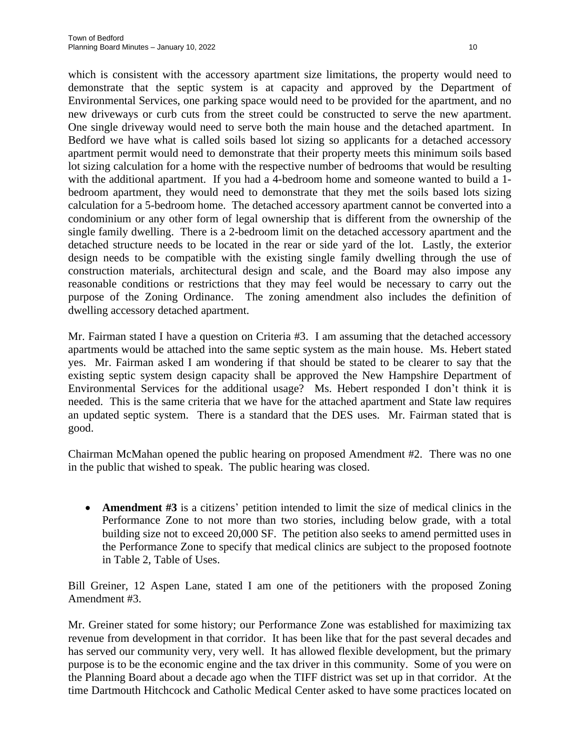which is consistent with the accessory apartment size limitations, the property would need to demonstrate that the septic system is at capacity and approved by the Department of Environmental Services, one parking space would need to be provided for the apartment, and no new driveways or curb cuts from the street could be constructed to serve the new apartment. One single driveway would need to serve both the main house and the detached apartment. In Bedford we have what is called soils based lot sizing so applicants for a detached accessory apartment permit would need to demonstrate that their property meets this minimum soils based lot sizing calculation for a home with the respective number of bedrooms that would be resulting with the additional apartment. If you had a 4-bedroom home and someone wanted to build a 1-bedroom apartment, they would need to demonstrate that they met the soils based lots sizing calculation for a 5-bedroom home. The detached accessory apartment cannot be converted into a condominium or any other form of legal ownership that is different from the ownership of the single family dwelling. There is a 2-bedroom limit on the detached accessory apartment and the detached structure needs to be located in the rear or side yard of the lot. Lastly, the exterior design needs to be compatible with the existing single family dwelling through the use of construction materials, architectural design and scale, and the Board may also impose any reasonable conditions or restrictions that they may feel would be necessary to carry out the purpose of the Zoning Ordinance. The zoning amendment also includes the definition of dwelling accessory detached apartment.

Mr. Fairman stated I have a question on Criteria #3. I am assuming that the detached accessory apartments would be attached into the same septic system as the main house. Ms. Hebert stated yes. Mr. Fairman asked I am wondering if that should be stated to be clearer to say that the existing septic system design capacity shall be approved the New Hampshire Department of Environmental Services for the additional usage? Ms. Hebert responded I don't think it is needed. This is the same criteria that we have for the attached apartment and State law requires an updated septic system. There is a standard that the DES uses. Mr. Fairman stated that is good.

Chairman McMahan opened the public hearing on proposed Amendment #2. There was no one in the public that wished to speak. The public hearing was closed.

- **Amendment #3** is a citizens' petition intended to limit the size of medical clinics in the Performance Zone to not more than two stories, including below grade, with a total building size not to exceed 20,000 SF. The petition also seeks to amend permitted uses in the Performance Zone to specify that medical clinics are subject to the proposed footnote in Table 2, Table of Uses.

Bill Greiner, 12 Aspen Lane, stated I am one of the petitioners with the proposed Zoning Amendment #3.

Mr. Greiner stated for some history; our Performance Zone was established for maximizing tax revenue from development in that corridor. It has been like that for the past several decades and has served our community very, very well. It has allowed flexible development, but the primary purpose is to be the economic engine and the tax driver in this community. Some of you were on the Planning Board about a decade ago when the TIFF district was set up in that corridor. At the time Dartmouth Hitchcock and Catholic Medical Center asked to have some practices located on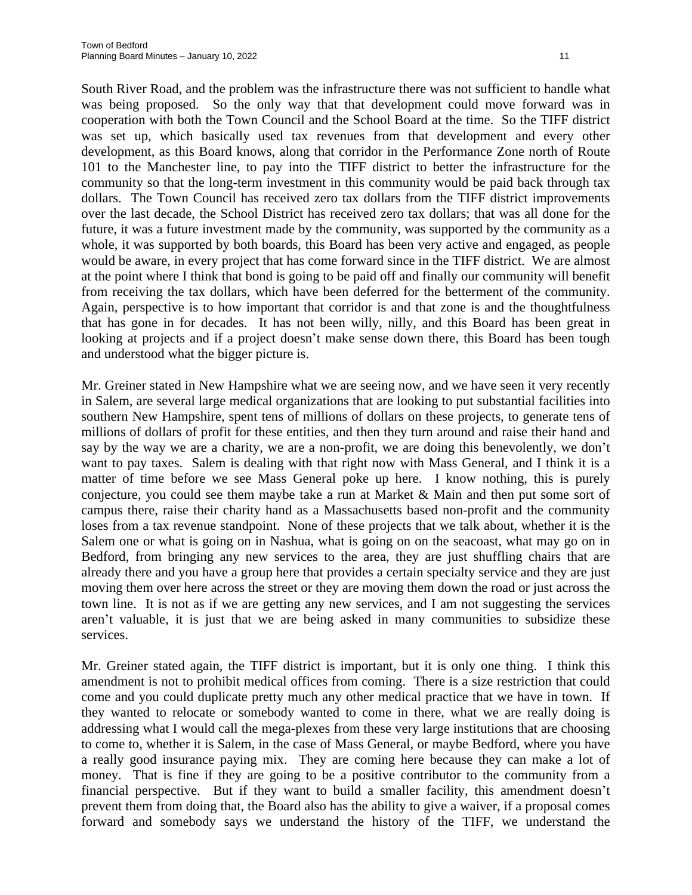South River Road, and the problem was the infrastructure there was not sufficient to handle what was being proposed. So the only way that that development could move forward was in cooperation with both the Town Council and the School Board at the time. So the TIFF district was set up, which basically used tax revenues from that development and every other development, as this Board knows, along that corridor in the Performance Zone north of Route 101 to the Manchester line, to pay into the TIFF district to better the infrastructure for the community so that the long-term investment in this community would be paid back through tax dollars. The Town Council has received zero tax dollars from the TIFF district improvements over the last decade, the School District has received zero tax dollars; that was all done for the future, it was a future investment made by the community, was supported by the community as a whole, it was supported by both boards, this Board has been very active and engaged, as people would be aware, in every project that has come forward since in the TIFF district. We are almost at the point where I think that bond is going to be paid off and finally our community will benefit from receiving the tax dollars, which have been deferred for the betterment of the community. Again, perspective is to how important that corridor is and that zone is and the thoughtfulness that has gone in for decades. It has not been willy, nilly, and this Board has been great in looking at projects and if a project doesn't make sense down there, this Board has been tough and understood what the bigger picture is.

Mr. Greiner stated in New Hampshire what we are seeing now, and we have seen it very recently in Salem, are several large medical organizations that are looking to put substantial facilities into southern New Hampshire, spent tens of millions of dollars on these projects, to generate tens of millions of dollars of profit for these entities, and then they turn around and raise their hand and say by the way we are a charity, we are a non-profit, we are doing this benevolently, we don't want to pay taxes. Salem is dealing with that right now with Mass General, and I think it is a matter of time before we see Mass General poke up here. I know nothing, this is purely conjecture, you could see them maybe take a run at Market & Main and then put some sort of campus there, raise their charity hand as a Massachusetts based non-profit and the community loses from a tax revenue standpoint. None of these projects that we talk about, whether it is the Salem one or what is going on in Nashua, what is going on on the seacoast, what may go on in Bedford, from bringing any new services to the area, they are just shuffling chairs that are already there and you have a group here that provides a certain specialty service and they are just moving them over here across the street or they are moving them down the road or just across the town line. It is not as if we are getting any new services, and I am not suggesting the services aren't valuable, it is just that we are being asked in many communities to subsidize these services.

Mr. Greiner stated again, the TIFF district is important, but it is only one thing. I think this amendment is not to prohibit medical offices from coming. There is a size restriction that could come and you could duplicate pretty much any other medical practice that we have in town. If they wanted to relocate or somebody wanted to come in there, what we are really doing is addressing what I would call the mega-plexes from these very large institutions that are choosing to come to, whether it is Salem, in the case of Mass General, or maybe Bedford, where you have a really good insurance paying mix. They are coming here because they can make a lot of money. That is fine if they are going to be a positive contributor to the community from a financial perspective. But if they want to build a smaller facility, this amendment doesn't prevent them from doing that, the Board also has the ability to give a waiver, if a proposal comes forward and somebody says we understand the history of the TIFF, we understand the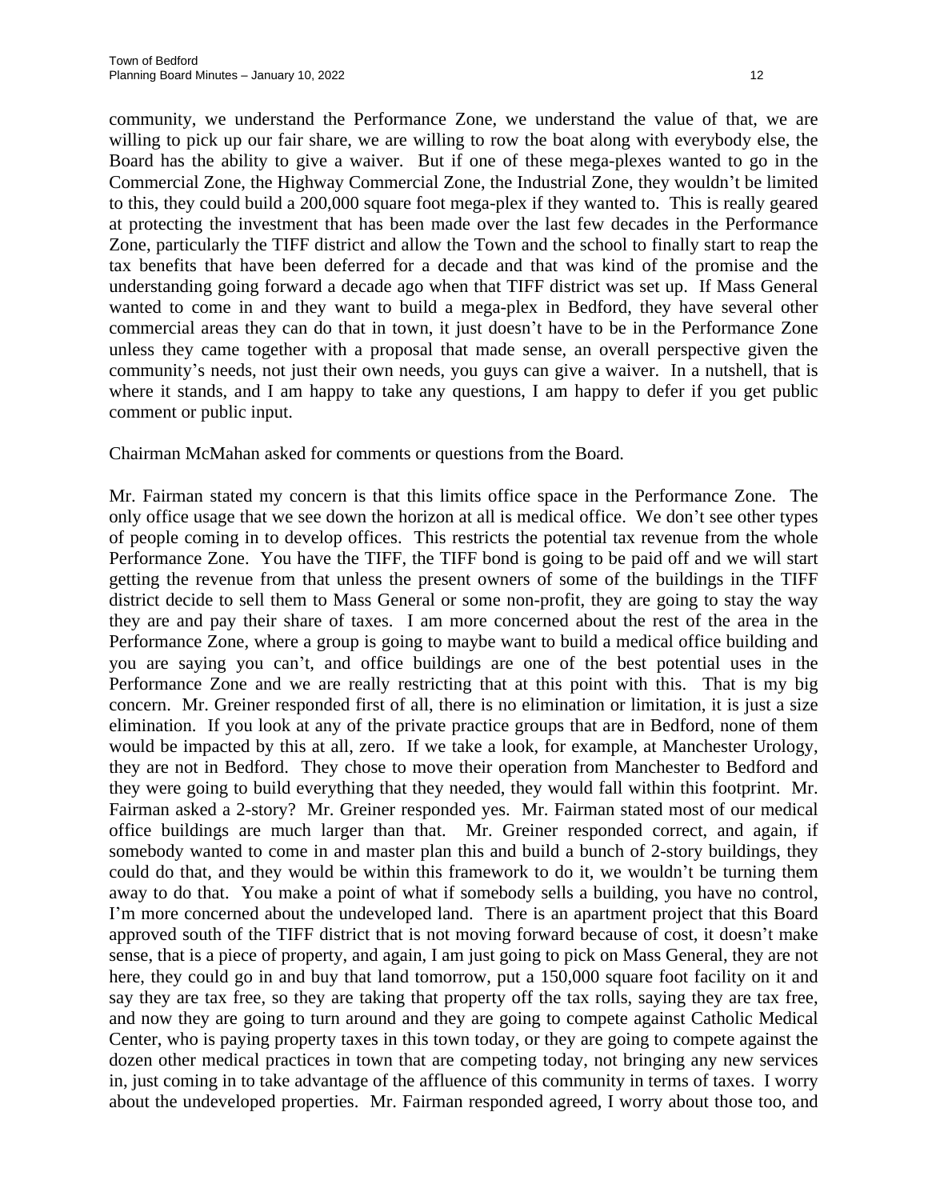community, we understand the Performance Zone, we understand the value of that, we are willing to pick up our fair share, we are willing to row the boat along with everybody else, the Board has the ability to give a waiver. But if one of these mega-plexes wanted to go in the Commercial Zone, the Highway Commercial Zone, the Industrial Zone, they wouldn't be limited to this, they could build a 200,000 square foot mega-plex if they wanted to. This is really geared at protecting the investment that has been made over the last few decades in the Performance Zone, particularly the TIFF district and allow the Town and the school to finally start to reap the tax benefits that have been deferred for a decade and that was kind of the promise and the understanding going forward a decade ago when that TIFF district was set up. If Mass General wanted to come in and they want to build a mega-plex in Bedford, they have several other commercial areas they can do that in town, it just doesn't have to be in the Performance Zone unless they came together with a proposal that made sense, an overall perspective given the community's needs, not just their own needs, you guys can give a waiver. In a nutshell, that is where it stands, and I am happy to take any questions, I am happy to defer if you get public comment or public input.

Chairman McMahan asked for comments or questions from the Board.

Mr. Fairman stated my concern is that this limits office space in the Performance Zone. The only office usage that we see down the horizon at all is medical office. We don't see other types of people coming in to develop offices. This restricts the potential tax revenue from the whole Performance Zone. You have the TIFF, the TIFF bond is going to be paid off and we will start getting the revenue from that unless the present owners of some of the buildings in the TIFF district decide to sell them to Mass General or some non-profit, they are going to stay the way they are and pay their share of taxes. I am more concerned about the rest of the area in the Performance Zone, where a group is going to maybe want to build a medical office building and you are saying you can't, and office buildings are one of the best potential uses in the Performance Zone and we are really restricting that at this point with this. That is my big concern. Mr. Greiner responded first of all, there is no elimination or limitation, it is just a size elimination. If you look at any of the private practice groups that are in Bedford, none of them would be impacted by this at all, zero. If we take a look, for example, at Manchester Urology, they are not in Bedford. They chose to move their operation from Manchester to Bedford and they were going to build everything that they needed, they would fall within this footprint. Mr. Fairman asked a 2-story? Mr. Greiner responded yes. Mr. Fairman stated most of our medical office buildings are much larger than that. Mr. Greiner responded correct, and again, if somebody wanted to come in and master plan this and build a bunch of 2-story buildings, they could do that, and they would be within this framework to do it, we wouldn't be turning them away to do that. You make a point of what if somebody sells a building, you have no control, I'm more concerned about the undeveloped land. There is an apartment project that this Board approved south of the TIFF district that is not moving forward because of cost, it doesn't make sense, that is a piece of property, and again, I am just going to pick on Mass General, they are not here, they could go in and buy that land tomorrow, put a 150,000 square foot facility on it and say they are tax free, so they are taking that property off the tax rolls, saying they are tax free, and now they are going to turn around and they are going to compete against Catholic Medical Center, who is paying property taxes in this town today, or they are going to compete against the dozen other medical practices in town that are competing today, not bringing any new services in, just coming in to take advantage of the affluence of this community in terms of taxes. I worry about the undeveloped properties. Mr. Fairman responded agreed, I worry about those too, and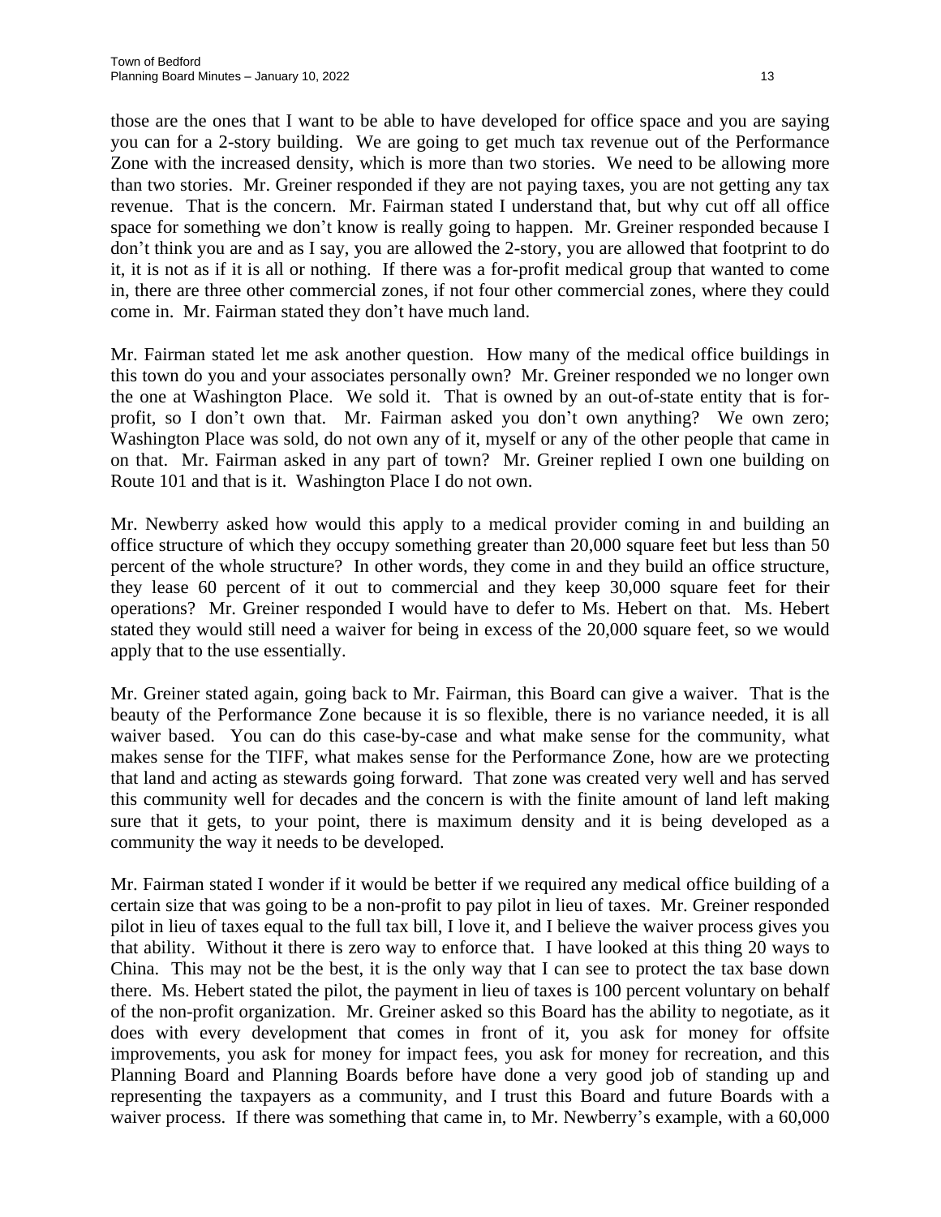those are the ones that I want to be able to have developed for office space and you are saying you can for a 2-story building. We are going to get much tax revenue out of the Performance Zone with the increased density, which is more than two stories. We need to be allowing more than two stories. Mr. Greiner responded if they are not paying taxes, you are not getting any tax revenue. That is the concern. Mr. Fairman stated I understand that, but why cut off all office space for something we don't know is really going to happen. Mr. Greiner responded because I don't think you are and as I say, you are allowed the 2-story, you are allowed that footprint to do it, it is not as if it is all or nothing. If there was a for-profit medical group that wanted to come in, there are three other commercial zones, if not four other commercial zones, where they could come in. Mr. Fairman stated they don't have much land.

Mr. Fairman stated let me ask another question. How many of the medical office buildings in this town do you and your associates personally own? Mr. Greiner responded we no longer own the one at Washington Place. We sold it. That is owned by an out-of-state entity that is for-profit, so I don't own that. Mr. Fairman asked you don't own anything? We own zero; Washington Place was sold, do not own any of it, myself or any of the other people that came in on that. Mr. Fairman asked in any part of town? Mr. Greiner replied I own one building on Route 101 and that is it. Washington Place I do not own.

Mr. Newberry asked how would this apply to a medical provider coming in and building an office structure of which they occupy something greater than 20,000 square feet but less than 50 percent of the whole structure? In other words, they come in and they build an office structure, they lease 60 percent of it out to commercial and they keep 30,000 square feet for their operations? Mr. Greiner responded I would have to defer to Ms. Hebert on that. Ms. Hebert stated they would still need a waiver for being in excess of the 20,000 square feet, so we would apply that to the use essentially.

Mr. Greiner stated again, going back to Mr. Fairman, this Board can give a waiver. That is the beauty of the Performance Zone because it is so flexible, there is no variance needed, it is all waiver based. You can do this case-by-case and what make sense for the community, what makes sense for the TIFF, what makes sense for the Performance Zone, how are we protecting that land and acting as stewards going forward. That zone was created very well and has served this community well for decades and the concern is with the finite amount of land left making sure that it gets, to your point, there is maximum density and it is being developed as a community the way it needs to be developed.

Mr. Fairman stated I wonder if it would be better if we required any medical office building of a certain size that was going to be a non-profit to pay pilot in lieu of taxes. Mr. Greiner responded pilot in lieu of taxes equal to the full tax bill, I love it, and I believe the waiver process gives you that ability. Without it there is zero way to enforce that. I have looked at this thing 20 ways to China. This may not be the best, it is the only way that I can see to protect the tax base down there. Ms. Hebert stated the pilot, the payment in lieu of taxes is 100 percent voluntary on behalf of the non-profit organization. Mr. Greiner asked so this Board has the ability to negotiate, as it does with every development that comes in front of it, you ask for money for offsite improvements, you ask for money for impact fees, you ask for money for recreation, and this Planning Board and Planning Boards before have done a very good job of standing up and representing the taxpayers as a community, and I trust this Board and future Boards with a waiver process. If there was something that came in, to Mr. Newberry's example, with a 60,000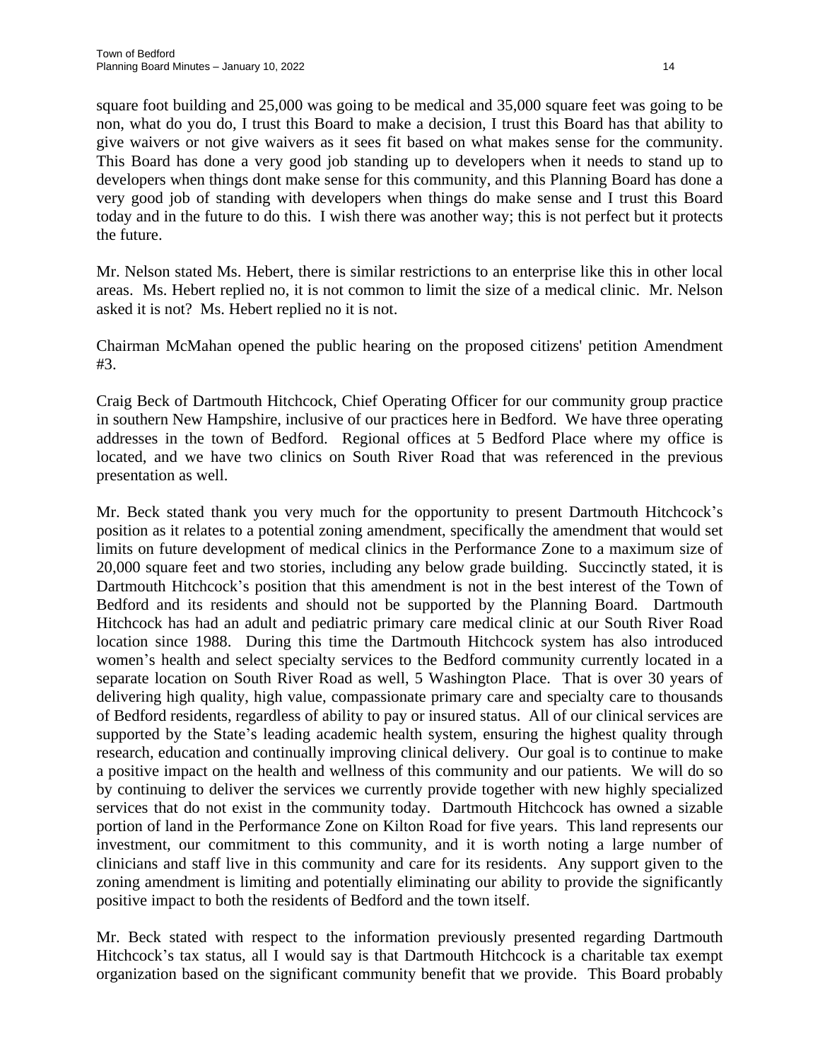square foot building and 25,000 was going to be medical and 35,000 square feet was going to be non, what do you do, I trust this Board to make a decision, I trust this Board has that ability to give waivers or not give waivers as it sees fit based on what makes sense for the community. This Board has done a very good job standing up to developers when it needs to stand up to developers when things dont make sense for this community, and this Planning Board has done a very good job of standing with developers when things do make sense and I trust this Board today and in the future to do this. I wish there was another way; this is not perfect but it protects the future.

Mr. Nelson stated Ms. Hebert, there is similar restrictions to an enterprise like this in other local areas. Ms. Hebert replied no, it is not common to limit the size of a medical clinic. Mr. Nelson asked it is not? Ms. Hebert replied no it is not.

Chairman McMahan opened the public hearing on the proposed citizens' petition Amendment #3.

Craig Beck of Dartmouth Hitchcock, Chief Operating Officer for our community group practice in southern New Hampshire, inclusive of our practices here in Bedford. We have three operating addresses in the town of Bedford. Regional offices at 5 Bedford Place where my office is located, and we have two clinics on South River Road that was referenced in the previous presentation as well.

Mr. Beck stated thank you very much for the opportunity to present Dartmouth Hitchcock's position as it relates to a potential zoning amendment, specifically the amendment that would set limits on future development of medical clinics in the Performance Zone to a maximum size of 20,000 square feet and two stories, including any below grade building. Succinctly stated, it is Dartmouth Hitchcock's position that this amendment is not in the best interest of the Town of Bedford and its residents and should not be supported by the Planning Board. Dartmouth Hitchcock has had an adult and pediatric primary care medical clinic at our South River Road location since 1988. During this time the Dartmouth Hitchcock system has also introduced women's health and select specialty services to the Bedford community currently located in a separate location on South River Road as well, 5 Washington Place. That is over 30 years of delivering high quality, high value, compassionate primary care and specialty care to thousands of Bedford residents, regardless of ability to pay or insured status. All of our clinical services are supported by the State's leading academic health system, ensuring the highest quality through research, education and continually improving clinical delivery. Our goal is to continue to make a positive impact on the health and wellness of this community and our patients. We will do so by continuing to deliver the services we currently provide together with new highly specialized services that do not exist in the community today. Dartmouth Hitchcock has owned a sizable portion of land in the Performance Zone on Kilton Road for five years. This land represents our investment, our commitment to this community, and it is worth noting a large number of clinicians and staff live in this community and care for its residents. Any support given to the zoning amendment is limiting and potentially eliminating our ability to provide the significantly positive impact to both the residents of Bedford and the town itself.

Mr. Beck stated with respect to the information previously presented regarding Dartmouth Hitchcock's tax status, all I would say is that Dartmouth Hitchcock is a charitable tax exempt organization based on the significant community benefit that we provide. This Board probably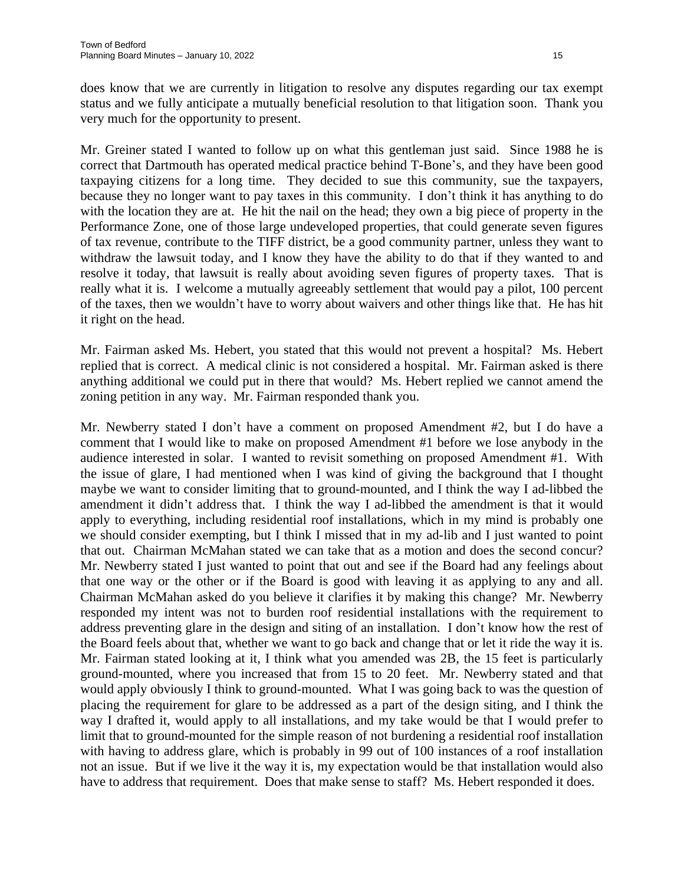does know that we are currently in litigation to resolve any disputes regarding our tax exempt status and we fully anticipate a mutually beneficial resolution to that litigation soon. Thank you very much for the opportunity to present.

Mr. Greiner stated I wanted to follow up on what this gentleman just said. Since 1988 he is correct that Dartmouth has operated medical practice behind T-Bone's, and they have been good taxpaying citizens for a long time. They decided to sue this community, sue the taxpayers, because they no longer want to pay taxes in this community. I don't think it has anything to do with the location they are at. He hit the nail on the head; they own a big piece of property in the Performance Zone, one of those large undeveloped properties, that could generate seven figures of tax revenue, contribute to the TIFF district, be a good community partner, unless they want to withdraw the lawsuit today, and I know they have the ability to do that if they wanted to and resolve it today, that lawsuit is really about avoiding seven figures of property taxes. That is really what it is. I welcome a mutually agreeably settlement that would pay a pilot, 100 percent of the taxes, then we wouldn't have to worry about waivers and other things like that. He has hit it right on the head.

Mr. Fairman asked Ms. Hebert, you stated that this would not prevent a hospital? Ms. Hebert replied that is correct. A medical clinic is not considered a hospital. Mr. Fairman asked is there anything additional we could put in there that would? Ms. Hebert replied we cannot amend the zoning petition in any way. Mr. Fairman responded thank you.

Mr. Newberry stated I don't have a comment on proposed Amendment #2, but I do have a comment that I would like to make on proposed Amendment #1 before we lose anybody in the audience interested in solar. I wanted to revisit something on proposed Amendment #1. With the issue of glare, I had mentioned when I was kind of giving the background that I thought maybe we want to consider limiting that to ground-mounted, and I think the way I ad-libbed the amendment it didn't address that. I think the way I ad-libbed the amendment is that it would apply to everything, including residential roof installations, which in my mind is probably one we should consider exempting, but I think I missed that in my ad-lib and I just wanted to point that out. Chairman McMahan stated we can take that as a motion and does the second concur? Mr. Newberry stated I just wanted to point that out and see if the Board had any feelings about that one way or the other or if the Board is good with leaving it as applying to any and all. Chairman McMahan asked do you believe it clarifies it by making this change? Mr. Newberry responded my intent was not to burden roof residential installations with the requirement to address preventing glare in the design and siting of an installation. I don't know how the rest of the Board feels about that, whether we want to go back and change that or let it ride the way it is. Mr. Fairman stated looking at it, I think what you amended was 2B, the 15 feet is particularly ground-mounted, where you increased that from 15 to 20 feet. Mr. Newberry stated and that would apply obviously I think to ground-mounted. What I was going back to was the question of placing the requirement for glare to be addressed as a part of the design siting, and I think the way I drafted it, would apply to all installations, and my take would be that I would prefer to limit that to ground-mounted for the simple reason of not burdening a residential roof installation with having to address glare, which is probably in 99 out of 100 instances of a roof installation not an issue. But if we live it the way it is, my expectation would be that installation would also have to address that requirement. Does that make sense to staff? Ms. Hebert responded it does.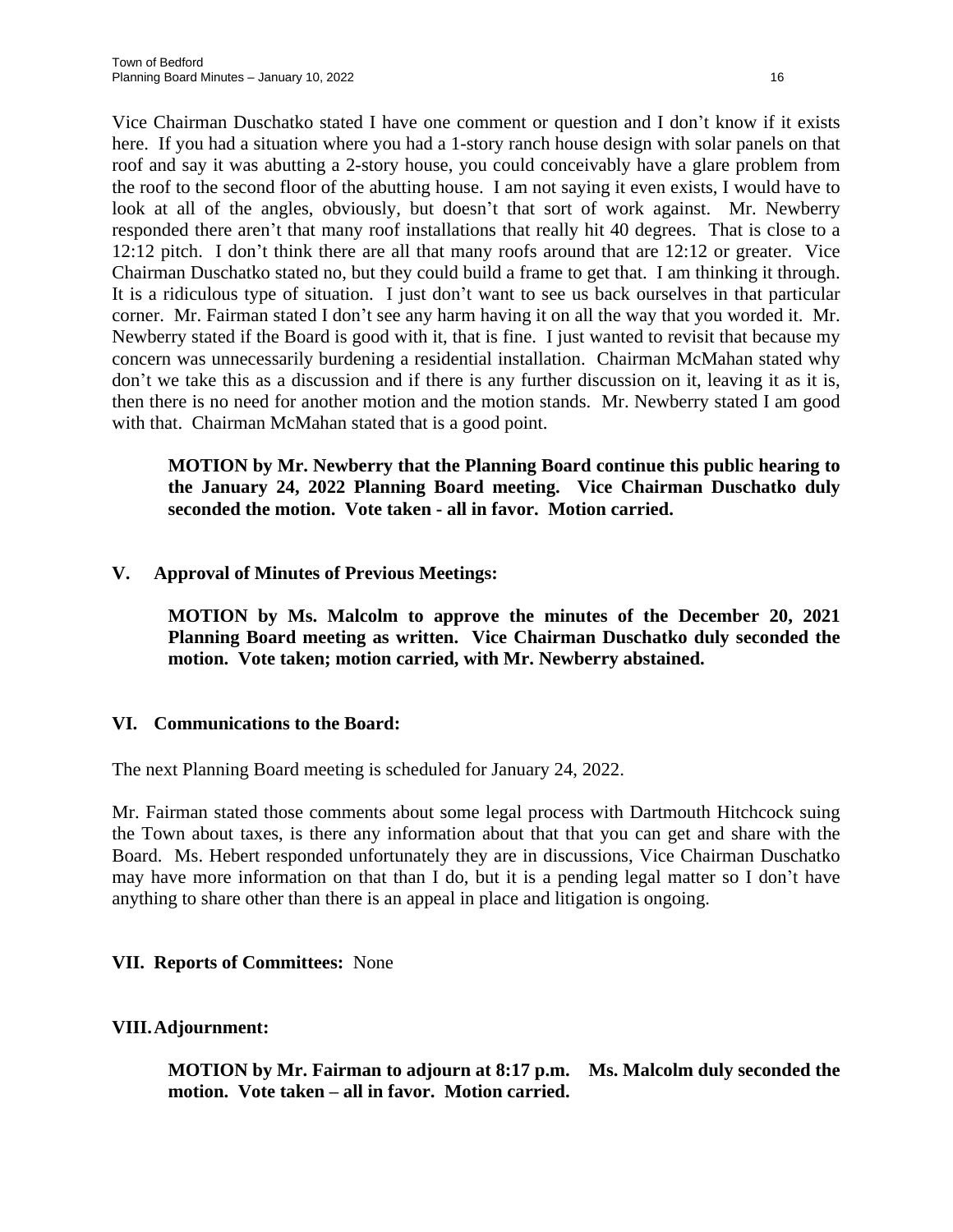Vice Chairman Duschatko stated I have one comment or question and I don't know if it exists here. If you had a situation where you had a 1-story ranch house design with solar panels on that roof and say it was abutting a 2-story house, you could conceivably have a glare problem from the roof to the second floor of the abutting house. I am not saying it even exists, I would have to look at all of the angles, obviously, but doesn't that sort of work against. Mr. Newberry responded there aren't that many roof installations that really hit 40 degrees. That is close to a 12:12 pitch. I don't think there are all that many roofs around that are 12:12 or greater. Vice Chairman Duschatko stated no, but they could build a frame to get that. I am thinking it through. It is a ridiculous type of situation. I just don't want to see us back ourselves in that particular corner. Mr. Fairman stated I don't see any harm having it on all the way that you worded it. Mr. Newberry stated if the Board is good with it, that is fine. I just wanted to revisit that because my concern was unnecessarily burdening a residential installation. Chairman McMahan stated why don't we take this as a discussion and if there is any further discussion on it, leaving it as it is, then there is no need for another motion and the motion stands. Mr. Newberry stated I am good with that. Chairman McMahan stated that is a good point.

> **MOTION by Mr. Newberry that the Planning Board continue this public hearing to the January 24, 2022 Planning Board meeting. Vice Chairman Duschatko duly seconded the motion. Vote taken - all in favor. Motion carried.**

## V. Approval of Minutes of Previous Meetings:

> **MOTION by Ms. Malcolm to approve the minutes of the December 20, 2021 Planning Board meeting as written. Vice Chairman Duschatko duly seconded the motion. Vote taken; motion carried, with Mr. Newberry abstained.**

## VI. Communications to the Board:

The next Planning Board meeting is scheduled for January 24, 2022.

Mr. Fairman stated those comments about some legal process with Dartmouth Hitchcock suing the Town about taxes, is there any information about that that you can get and share with the Board. Ms. Hebert responded unfortunately they are in discussions, Vice Chairman Duschatko may have more information on that than I do, but it is a pending legal matter so I don't have anything to share other than there is an appeal in place and litigation is ongoing.

## VII. Reports of Committees: None

## VIII. Adjournment:

> **MOTION by Mr. Fairman to adjourn at 8:17 p.m. Ms. Malcolm duly seconded the motion. Vote taken – all in favor. Motion carried.**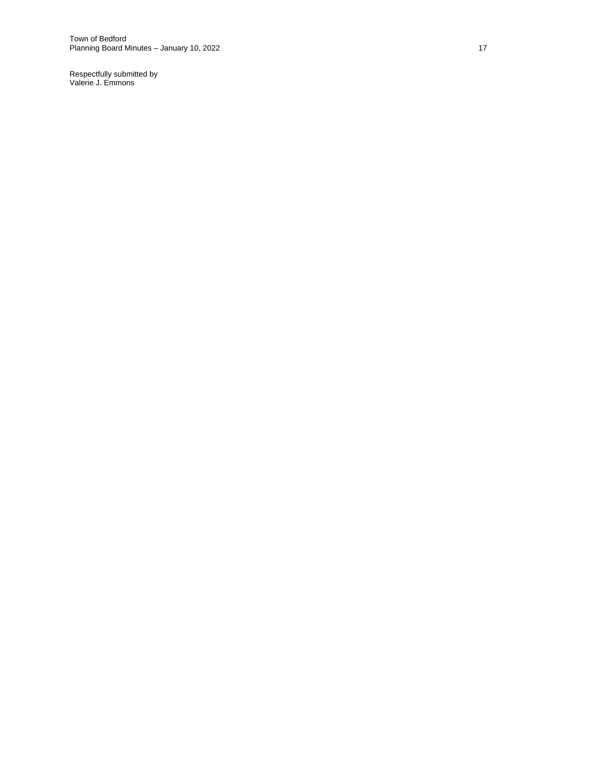Respectfully submitted by
Valerie J. Emmons